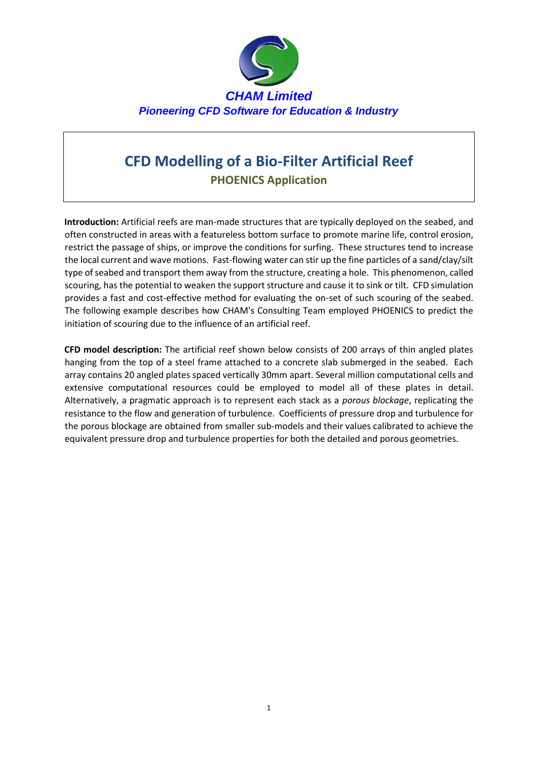**CHAM Limited**

***Pioneering CFD Software for Education & Industry***

# CFD Modelling of a Bio-Filter Artificial Reef

## PHOENICS Application

**Introduction:** Artificial reefs are man-made structures that are typically deployed on the seabed, and often constructed in areas with a featureless bottom surface to promote marine life, control erosion, restrict the passage of ships, or improve the conditions for surfing. These structures tend to increase the local current and wave motions. Fast-flowing water can stir up the fine particles of a sand/clay/silt type of seabed and transport them away from the structure, creating a hole. This phenomenon, called scouring, has the potential to weaken the support structure and cause it to sink or tilt. CFD simulation provides a fast and cost-effective method for evaluating the on-set of such scouring of the seabed. The following example describes how CHAM's Consulting Team employed PHOENICS to predict the initiation of scouring due to the influence of an artificial reef.

**CFD model description:** The artificial reef shown below consists of 200 arrays of thin angled plates hanging from the top of a steel frame attached to a concrete slab submerged in the seabed. Each array contains 20 angled plates spaced vertically 30mm apart. Several million computational cells and extensive computational resources could be employed to model all of these plates in detail. Alternatively, a pragmatic approach is to represent each stack as a *porous blockage*, replicating the resistance to the flow and generation of turbulence. Coefficients of pressure drop and turbulence for the porous blockage are obtained from smaller sub-models and their values calibrated to achieve the equivalent pressure drop and turbulence properties for both the detailed and porous geometries.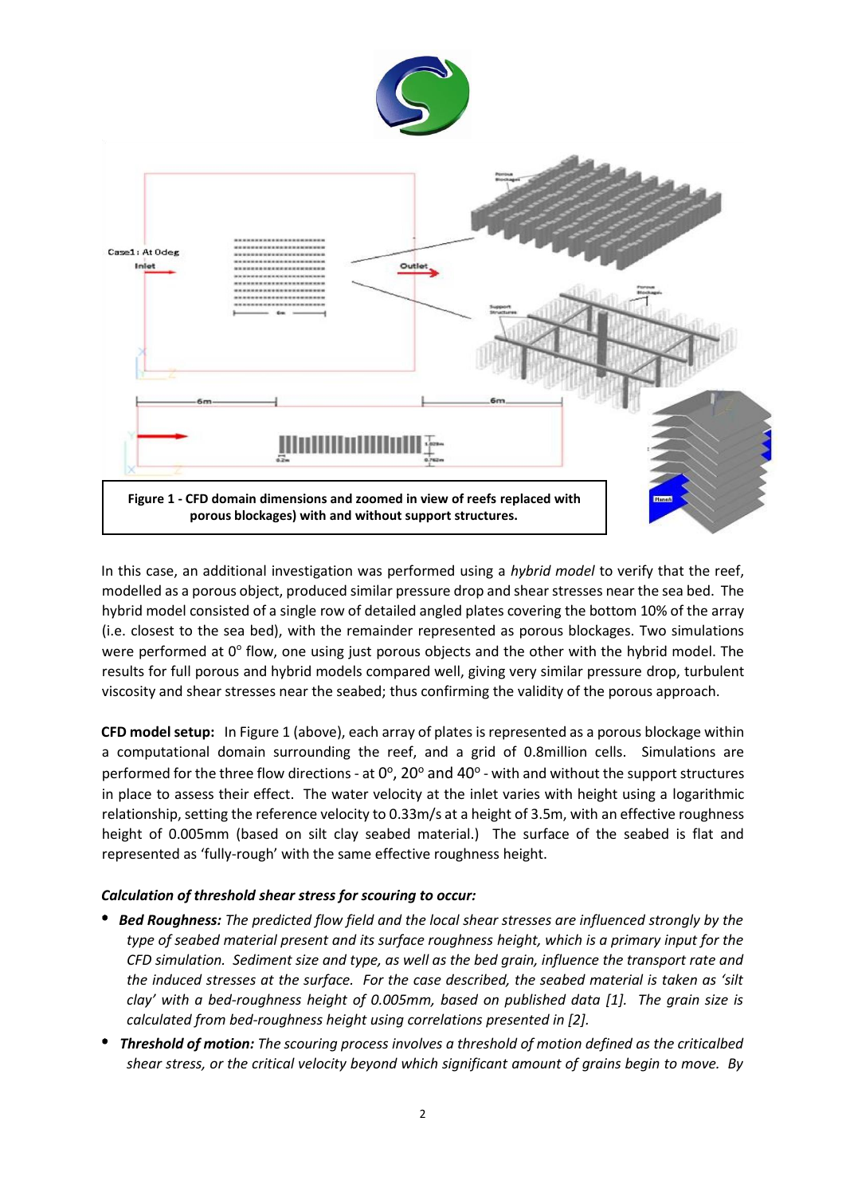Figure 1 - CFD domain dimensions and zoomed in view of reefs replaced with porous blockages) with and without support structures.

In this case, an additional investigation was performed using a *hybrid model* to verify that the reef, modelled as a porous object, produced similar pressure drop and shear stresses near the sea bed. The hybrid model consisted of a single row of detailed angled plates covering the bottom 10% of the array (i.e. closest to the sea bed), with the remainder represented as porous blockages. Two simulations were performed at 0° flow, one using just porous objects and the other with the hybrid model. The results for full porous and hybrid models compared well, giving very similar pressure drop, turbulent viscosity and shear stresses near the seabed; thus confirming the validity of the porous approach.

**CFD model setup:** In Figure 1 (above), each array of plates is represented as a porous blockage within a computational domain surrounding the reef, and a grid of 0.8million cells. Simulations are performed for the three flow directions - at 0°, 20° and 40° - with and without the support structures in place to assess their effect. The water velocity at the inlet varies with height using a logarithmic relationship, setting the reference velocity to 0.33m/s at a height of 3.5m, with an effective roughness height of 0.005mm (based on silt clay seabed material.) The surface of the seabed is flat and represented as 'fully-rough' with the same effective roughness height.

***Calculation of threshold shear stress for scouring to occur:***

- ***Bed Roughness:*** *The predicted flow field and the local shear stresses are influenced strongly by the type of seabed material present and its surface roughness height, which is a primary input for the CFD simulation. Sediment size and type, as well as the bed grain, influence the transport rate and the induced stresses at the surface. For the case described, the seabed material is taken as 'silt clay' with a bed-roughness height of 0.005mm, based on published data [1]. The grain size is calculated from bed-roughness height using correlations presented in [2].*
- ***Threshold of motion:*** *The scouring process involves a threshold of motion defined as the criticalbed shear stress, or the critical velocity beyond which significant amount of grains begin to move. By*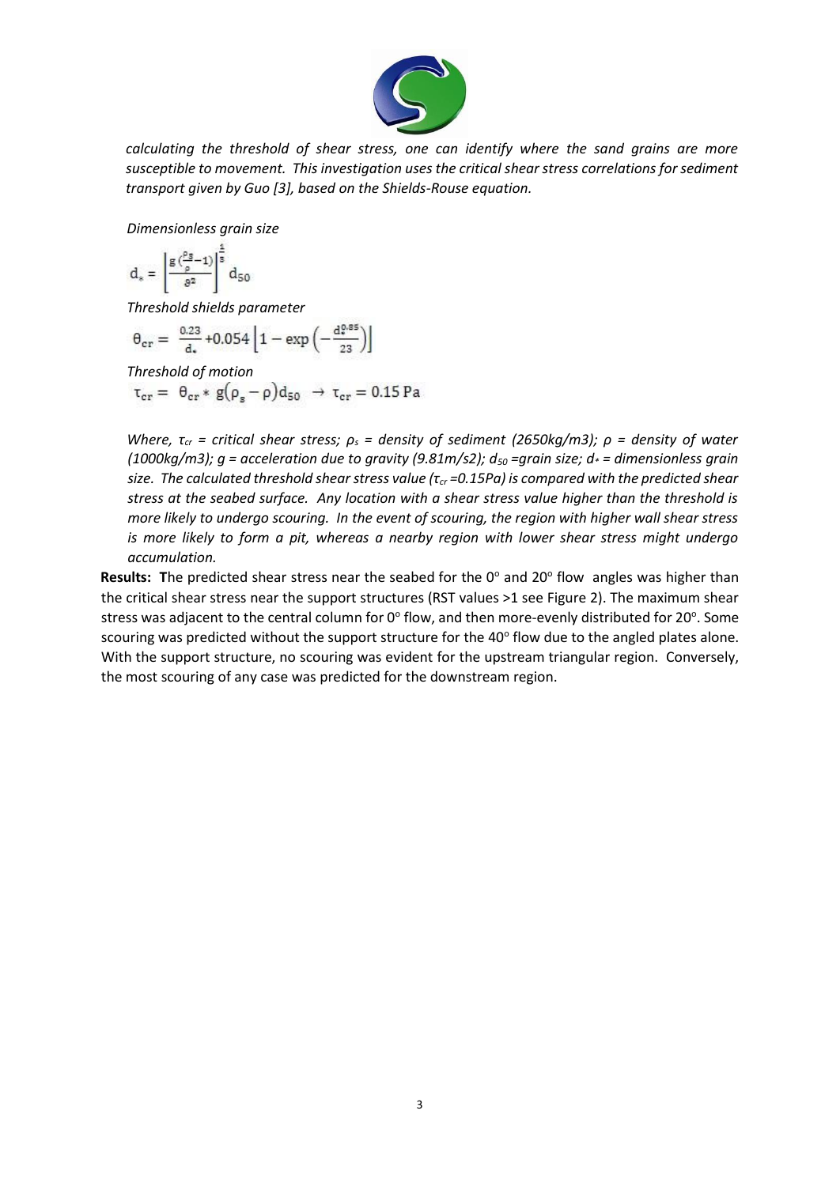*calculating the threshold of shear stress, one can identify where the sand grains are more susceptible to movement. This investigation uses the critical shear stress correlations for sediment transport given by Guo [3], based on the Shields-Rouse equation.*

*Dimensionless grain size*

$$d_* = \left[\frac{g\left(\frac{\rho_s}{\rho}-1\right)}{\vartheta^2}\right]^{\frac{1}{3}} d_{50}$$

*Threshold shields parameter*

$$\theta_{cr} = \frac{0.23}{d_*} + 0.054\left[1 - \exp\left(-\frac{d_*^{0.85}}{23}\right)\right]$$

*Threshold of motion*

$$\tau_{cr} = \theta_{cr} * g(\rho_s - \rho)d_{50} \rightarrow \tau_{cr} = 0.15\ \text{Pa}$$

*Where, $\tau_{cr}$ = critical shear stress; $\rho_s$ = density of sediment (2650kg/m3); $\rho$ = density of water (1000kg/m3); g = acceleration due to gravity (9.81m/s2); $d_{50}$ =grain size; $d_*$ = dimensionless grain size. The calculated threshold shear stress value ($\tau_{cr}$ =0.15Pa) is compared with the predicted shear stress at the seabed surface. Any location with a shear stress value higher than the threshold is more likely to undergo scouring. In the event of scouring, the region with higher wall shear stress is more likely to form a pit, whereas a nearby region with lower shear stress might undergo accumulation.*

**Results: T**he predicted shear stress near the seabed for the 0° and 20° flow angles was higher than the critical shear stress near the support structures (RST values >1 see Figure 2). The maximum shear stress was adjacent to the central column for 0° flow, and then more-evenly distributed for 20°. Some scouring was predicted without the support structure for the 40° flow due to the angled plates alone. With the support structure, no scouring was evident for the upstream triangular region. Conversely, the most scouring of any case was predicted for the downstream region.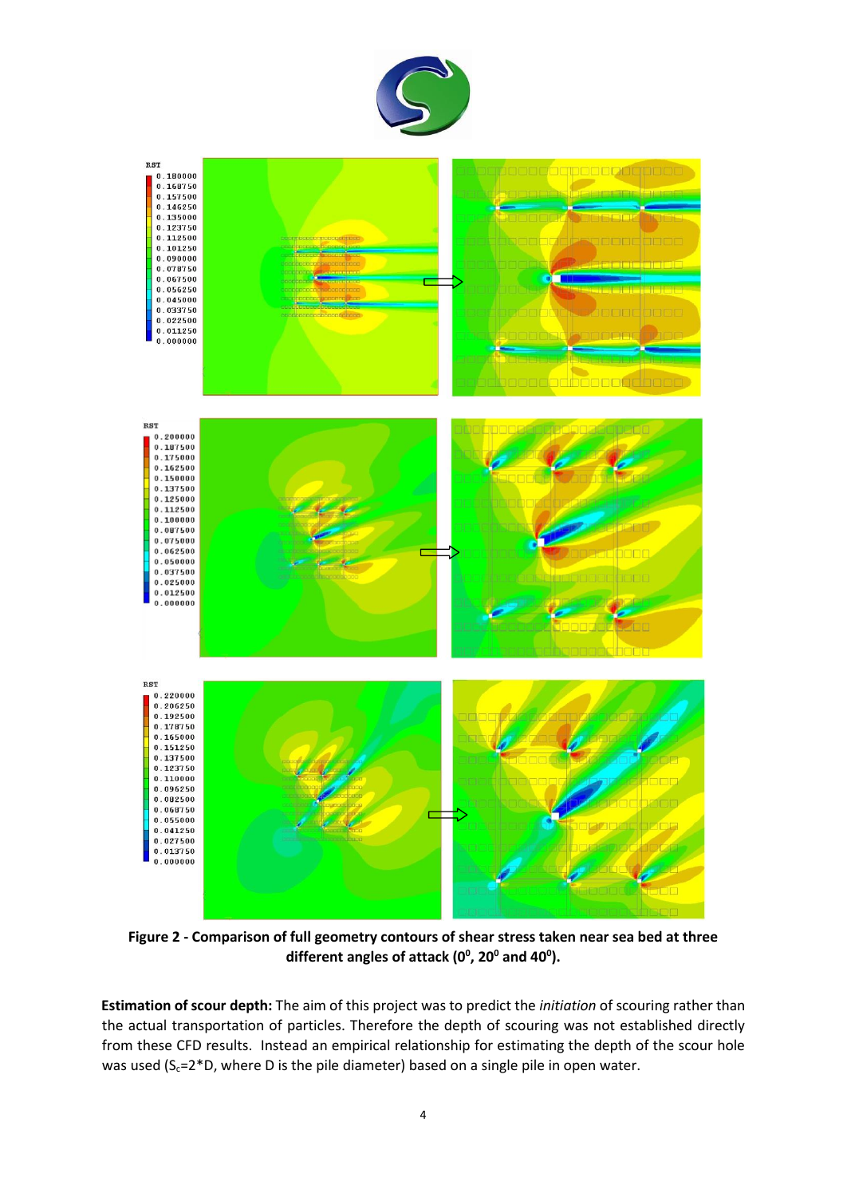**Figure 2 - Comparison of full geometry contours of shear stress taken near sea bed at three different angles of attack ($0^0$, $20^0$ and $40^0$).**

**Estimation of scour depth:** The aim of this project was to predict the *initiation* of scouring rather than the actual transportation of particles. Therefore the depth of scouring was not established directly from these CFD results. Instead an empirical relationship for estimating the depth of the scour hole was used ($S_c$=2*D, where D is the pile diameter) based on a single pile in open water.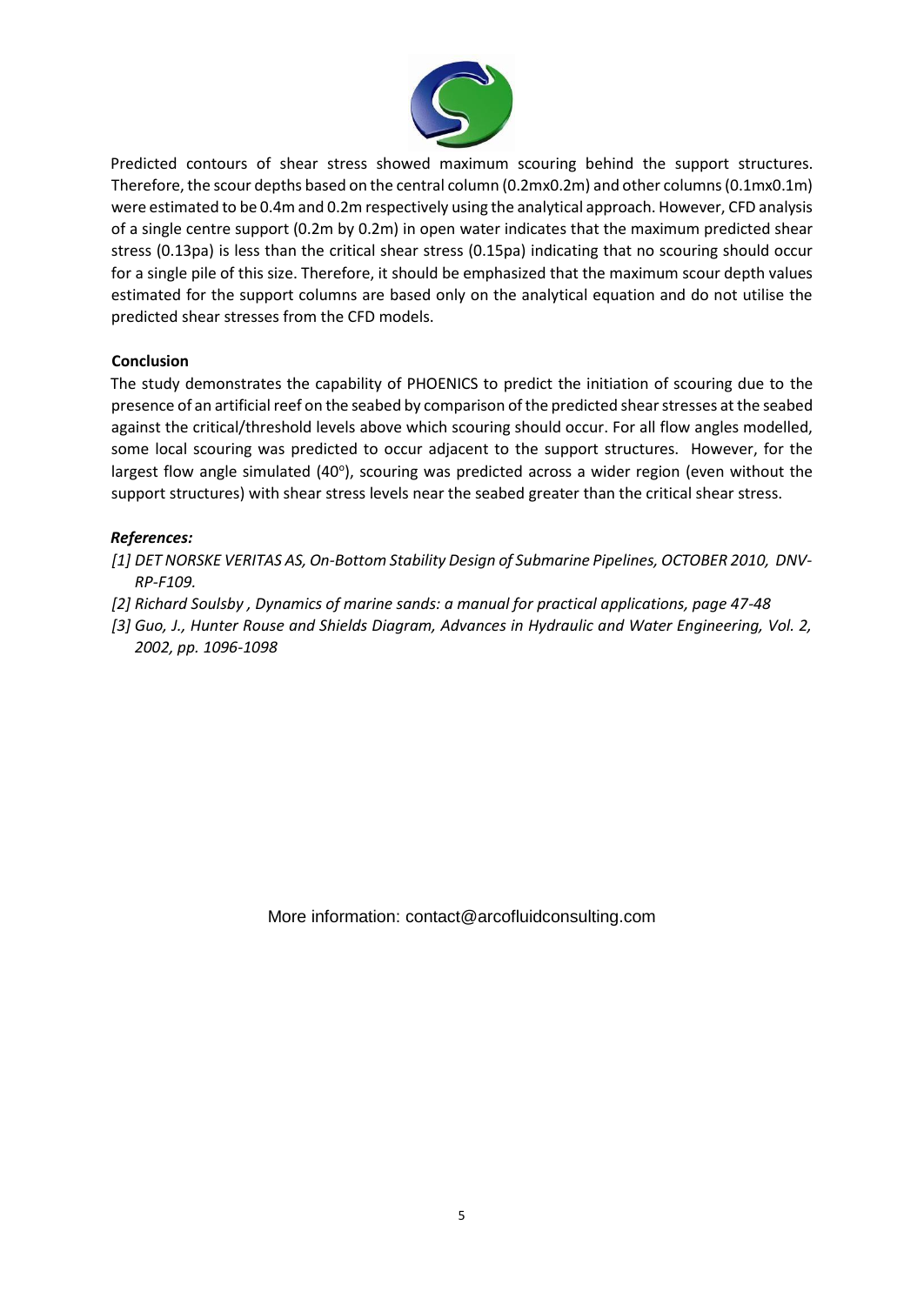Predicted contours of shear stress showed maximum scouring behind the support structures. Therefore, the scour depths based on the central column (0.2mx0.2m) and other columns (0.1mx0.1m) were estimated to be 0.4m and 0.2m respectively using the analytical approach. However, CFD analysis of a single centre support (0.2m by 0.2m) in open water indicates that the maximum predicted shear stress (0.13pa) is less than the critical shear stress (0.15pa) indicating that no scouring should occur for a single pile of this size. Therefore, it should be emphasized that the maximum scour depth values estimated for the support columns are based only on the analytical equation and do not utilise the predicted shear stresses from the CFD models.

**Conclusion**

The study demonstrates the capability of PHOENICS to predict the initiation of scouring due to the presence of an artificial reef on the seabed by comparison of the predicted shear stresses at the seabed against the critical/threshold levels above which scouring should occur. For all flow angles modelled, some local scouring was predicted to occur adjacent to the support structures. However, for the largest flow angle simulated (40$^{o}$), scouring was predicted across a wider region (even without the support structures) with shear stress levels near the seabed greater than the critical shear stress.

***References:***

*[1] DET NORSKE VERITAS AS, On-Bottom Stability Design of Submarine Pipelines, OCTOBER 2010, DNV-RP-F109.*

*[2] Richard Soulsby , Dynamics of marine sands: a manual for practical applications, page 47-48*

*[3] Guo, J., Hunter Rouse and Shields Diagram, Advances in Hydraulic and Water Engineering, Vol. 2, 2002, pp. 1096-1098*

More information: contact@arcofluidconsulting.com